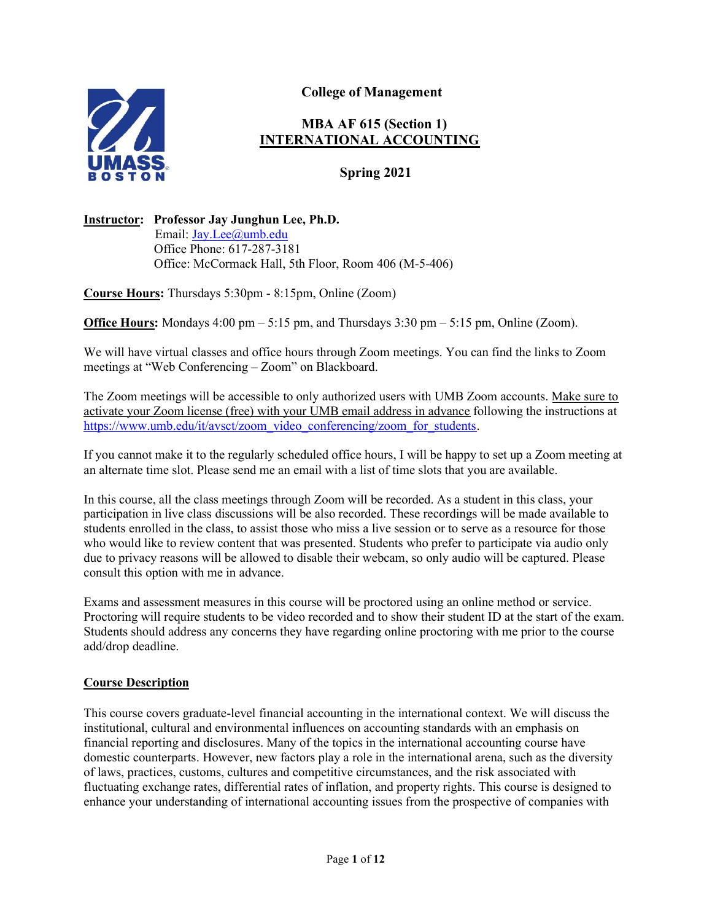**College of Management**

**MBA AF 615 (Section 1)**
**INTERNATIONAL ACCOUNTING**

**Spring 2021**

**Instructor: Professor Jay Junghun Lee, Ph.D.**
Email: Jay.Lee@umb.edu
Office Phone: 617-287-3181
Office: McCormack Hall, 5th Floor, Room 406 (M-5-406)

**Course Hours:** Thursdays 5:30pm - 8:15pm, Online (Zoom)

**Office Hours:** Mondays 4:00 pm – 5:15 pm, and Thursdays 3:30 pm – 5:15 pm, Online (Zoom).

We will have virtual classes and office hours through Zoom meetings. You can find the links to Zoom meetings at "Web Conferencing – Zoom" on Blackboard.

The Zoom meetings will be accessible to only authorized users with UMB Zoom accounts. Make sure to activate your Zoom license (free) with your UMB email address in advance following the instructions at https://www.umb.edu/it/avsct/zoom_video_conferencing/zoom_for_students.

If you cannot make it to the regularly scheduled office hours, I will be happy to set up a Zoom meeting at an alternate time slot. Please send me an email with a list of time slots that you are available.

In this course, all the class meetings through Zoom will be recorded. As a student in this class, your participation in live class discussions will be also recorded. These recordings will be made available to students enrolled in the class, to assist those who miss a live session or to serve as a resource for those who would like to review content that was presented. Students who prefer to participate via audio only due to privacy reasons will be allowed to disable their webcam, so only audio will be captured. Please consult this option with me in advance.

Exams and assessment measures in this course will be proctored using an online method or service. Proctoring will require students to be video recorded and to show their student ID at the start of the exam. Students should address any concerns they have regarding online proctoring with me prior to the course add/drop deadline.

## Course Description

This course covers graduate-level financial accounting in the international context. We will discuss the institutional, cultural and environmental influences on accounting standards with an emphasis on financial reporting and disclosures. Many of the topics in the international accounting course have domestic counterparts. However, new factors play a role in the international arena, such as the diversity of laws, practices, customs, cultures and competitive circumstances, and the risk associated with fluctuating exchange rates, differential rates of inflation, and property rights. This course is designed to enhance your understanding of international accounting issues from the prospective of companies with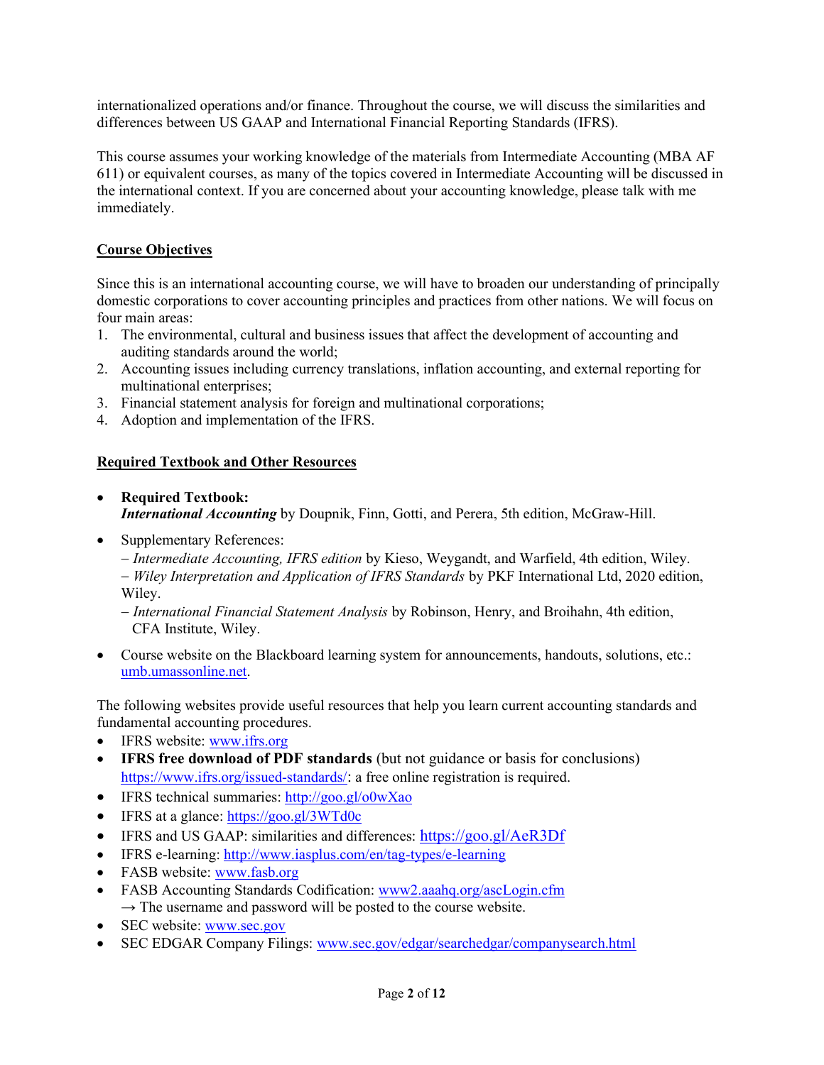internationalized operations and/or finance. Throughout the course, we will discuss the similarities and differences between US GAAP and International Financial Reporting Standards (IFRS).

This course assumes your working knowledge of the materials from Intermediate Accounting (MBA AF 611) or equivalent courses, as many of the topics covered in Intermediate Accounting will be discussed in the international context. If you are concerned about your accounting knowledge, please talk with me immediately.

## Course Objectives

Since this is an international accounting course, we will have to broaden our understanding of principally domestic corporations to cover accounting principles and practices from other nations. We will focus on four main areas:

1. The environmental, cultural and business issues that affect the development of accounting and auditing standards around the world;
2. Accounting issues including currency translations, inflation accounting, and external reporting for multinational enterprises;
3. Financial statement analysis for foreign and multinational corporations;
4. Adoption and implementation of the IFRS.

## Required Textbook and Other Resources

- **Required Textbook:**
  ***International Accounting*** by Doupnik, Finn, Gotti, and Perera, 5th edition, McGraw-Hill.
- Supplementary References:
  – *Intermediate Accounting, IFRS edition* by Kieso, Weygandt, and Warfield, 4th edition, Wiley.
  – *Wiley Interpretation and Application of IFRS Standards* by PKF International Ltd, 2020 edition, Wiley.
  – *International Financial Statement Analysis* by Robinson, Henry, and Broihahn, 4th edition, CFA Institute, Wiley.
- Course website on the Blackboard learning system for announcements, handouts, solutions, etc.: umb.umassonline.net.

The following websites provide useful resources that help you learn current accounting standards and fundamental accounting procedures.

- IFRS website: www.ifrs.org
- **IFRS free download of PDF standards** (but not guidance or basis for conclusions) https://www.ifrs.org/issued-standards/: a free online registration is required.
- IFRS technical summaries: http://goo.gl/o0wXao
- IFRS at a glance: https://goo.gl/3WTd0c
- IFRS and US GAAP: similarities and differences: https://goo.gl/AeR3Df
- IFRS e-learning: http://www.iasplus.com/en/tag-types/e-learning
- FASB website: www.fasb.org
- FASB Accounting Standards Codification: www2.aaahq.org/ascLogin.cfm
  → The username and password will be posted to the course website.
- SEC website: www.sec.gov
- SEC EDGAR Company Filings: www.sec.gov/edgar/searchedgar/companysearch.html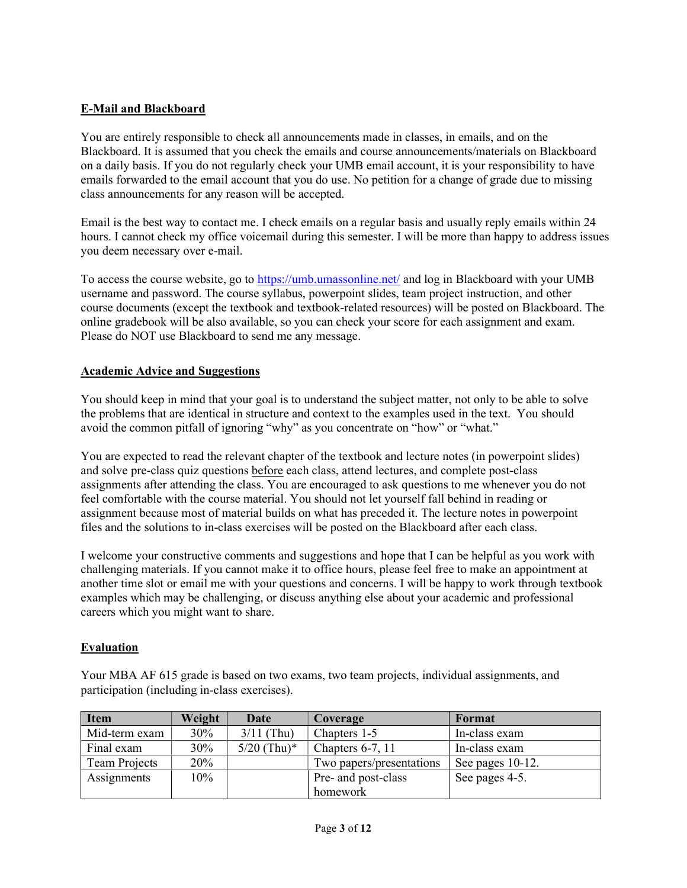## E-Mail and Blackboard

You are entirely responsible to check all announcements made in classes, in emails, and on the Blackboard. It is assumed that you check the emails and course announcements/materials on Blackboard on a daily basis. If you do not regularly check your UMB email account, it is your responsibility to have emails forwarded to the email account that you do use. No petition for a change of grade due to missing class announcements for any reason will be accepted.

Email is the best way to contact me. I check emails on a regular basis and usually reply emails within 24 hours. I cannot check my office voicemail during this semester. I will be more than happy to address issues you deem necessary over e-mail.

To access the course website, go to https://umb.umassonline.net/ and log in Blackboard with your UMB username and password. The course syllabus, powerpoint slides, team project instruction, and other course documents (except the textbook and textbook-related resources) will be posted on Blackboard. The online gradebook will be also available, so you can check your score for each assignment and exam. Please do NOT use Blackboard to send me any message.

## Academic Advice and Suggestions

You should keep in mind that your goal is to understand the subject matter, not only to be able to solve the problems that are identical in structure and context to the examples used in the text. You should avoid the common pitfall of ignoring "why" as you concentrate on "how" or "what."

You are expected to read the relevant chapter of the textbook and lecture notes (in powerpoint slides) and solve pre-class quiz questions <u>before</u> each class, attend lectures, and complete post-class assignments after attending the class. You are encouraged to ask questions to me whenever you do not feel comfortable with the course material. You should not let yourself fall behind in reading or assignment because most of material builds on what has preceded it. The lecture notes in powerpoint files and the solutions to in-class exercises will be posted on the Blackboard after each class.

I welcome your constructive comments and suggestions and hope that I can be helpful as you work with challenging materials. If you cannot make it to office hours, please feel free to make an appointment at another time slot or email me with your questions and concerns. I will be happy to work through textbook examples which may be challenging, or discuss anything else about your academic and professional careers which you might want to share.

## Evaluation

Your MBA AF 615 grade is based on two exams, two team projects, individual assignments, and participation (including in-class exercises).

| Item | Weight | Date | Coverage | Format |
|---|---|---|---|---|
| Mid-term exam | 30% | 3/11 (Thu) | Chapters 1-5 | In-class exam |
| Final exam | 30% | 5/20 (Thu)* | Chapters 6-7, 11 | In-class exam |
| Team Projects | 20% | | Two papers/presentations | See pages 10-12. |
| Assignments | 10% | | Pre- and post-class homework | See pages 4-5. |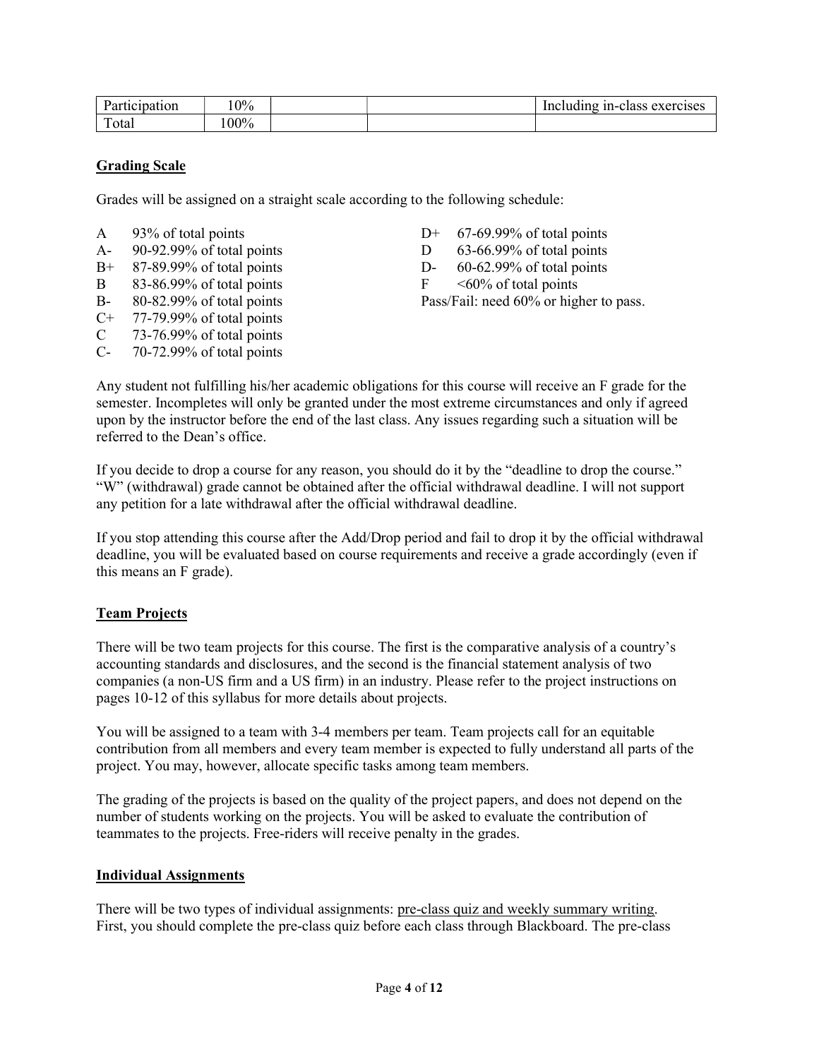| Participation | 10% | | | Including in-class exercises |
|---|---|---|---|---|
| Total | 100% | | | |

## Grading Scale

Grades will be assigned on a straight scale according to the following schedule:

- A 93% of total points
- A- 90-92.99% of total points
- B+ 87-89.99% of total points
- B 83-86.99% of total points
- B- 80-82.99% of total points
- C+ 77-79.99% of total points
- C 73-76.99% of total points
- C- 70-72.99% of total points
- D+ 67-69.99% of total points
- D 63-66.99% of total points
- D- 60-62.99% of total points
- F <60% of total points

Pass/Fail: need 60% or higher to pass.

Any student not fulfilling his/her academic obligations for this course will receive an F grade for the semester. Incompletes will only be granted under the most extreme circumstances and only if agreed upon by the instructor before the end of the last class. Any issues regarding such a situation will be referred to the Dean's office.

If you decide to drop a course for any reason, you should do it by the "deadline to drop the course." "W" (withdrawal) grade cannot be obtained after the official withdrawal deadline. I will not support any petition for a late withdrawal after the official withdrawal deadline.

If you stop attending this course after the Add/Drop period and fail to drop it by the official withdrawal deadline, you will be evaluated based on course requirements and receive a grade accordingly (even if this means an F grade).

## Team Projects

There will be two team projects for this course. The first is the comparative analysis of a country's accounting standards and disclosures, and the second is the financial statement analysis of two companies (a non-US firm and a US firm) in an industry. Please refer to the project instructions on pages 10-12 of this syllabus for more details about projects.

You will be assigned to a team with 3-4 members per team. Team projects call for an equitable contribution from all members and every team member is expected to fully understand all parts of the project. You may, however, allocate specific tasks among team members.

The grading of the projects is based on the quality of the project papers, and does not depend on the number of students working on the projects. You will be asked to evaluate the contribution of teammates to the projects. Free-riders will receive penalty in the grades.

## Individual Assignments

There will be two types of individual assignments: pre-class quiz and weekly summary writing. First, you should complete the pre-class quiz before each class through Blackboard. The pre-class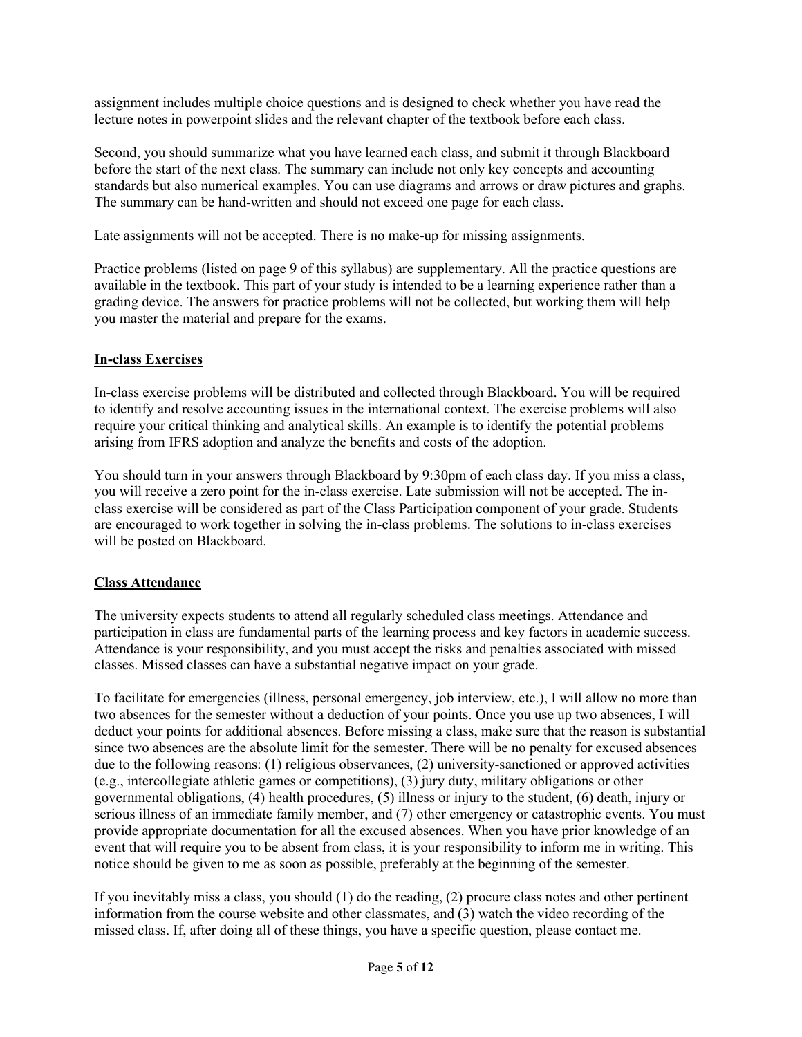assignment includes multiple choice questions and is designed to check whether you have read the lecture notes in powerpoint slides and the relevant chapter of the textbook before each class.

Second, you should summarize what you have learned each class, and submit it through Blackboard before the start of the next class. The summary can include not only key concepts and accounting standards but also numerical examples. You can use diagrams and arrows or draw pictures and graphs. The summary can be hand-written and should not exceed one page for each class.

Late assignments will not be accepted. There is no make-up for missing assignments.

Practice problems (listed on page 9 of this syllabus) are supplementary. All the practice questions are available in the textbook. This part of your study is intended to be a learning experience rather than a grading device. The answers for practice problems will not be collected, but working them will help you master the material and prepare for the exams.

## In-class Exercises

In-class exercise problems will be distributed and collected through Blackboard. You will be required to identify and resolve accounting issues in the international context. The exercise problems will also require your critical thinking and analytical skills. An example is to identify the potential problems arising from IFRS adoption and analyze the benefits and costs of the adoption.

You should turn in your answers through Blackboard by 9:30pm of each class day. If you miss a class, you will receive a zero point for the in-class exercise. Late submission will not be accepted. The in-class exercise will be considered as part of the Class Participation component of your grade. Students are encouraged to work together in solving the in-class problems. The solutions to in-class exercises will be posted on Blackboard.

## Class Attendance

The university expects students to attend all regularly scheduled class meetings. Attendance and participation in class are fundamental parts of the learning process and key factors in academic success. Attendance is your responsibility, and you must accept the risks and penalties associated with missed classes. Missed classes can have a substantial negative impact on your grade.

To facilitate for emergencies (illness, personal emergency, job interview, etc.), I will allow no more than two absences for the semester without a deduction of your points. Once you use up two absences, I will deduct your points for additional absences. Before missing a class, make sure that the reason is substantial since two absences are the absolute limit for the semester. There will be no penalty for excused absences due to the following reasons: (1) religious observances, (2) university-sanctioned or approved activities (e.g., intercollegiate athletic games or competitions), (3) jury duty, military obligations or other governmental obligations, (4) health procedures, (5) illness or injury to the student, (6) death, injury or serious illness of an immediate family member, and (7) other emergency or catastrophic events. You must provide appropriate documentation for all the excused absences. When you have prior knowledge of an event that will require you to be absent from class, it is your responsibility to inform me in writing. This notice should be given to me as soon as possible, preferably at the beginning of the semester.

If you inevitably miss a class, you should (1) do the reading, (2) procure class notes and other pertinent information from the course website and other classmates, and (3) watch the video recording of the missed class. If, after doing all of these things, you have a specific question, please contact me.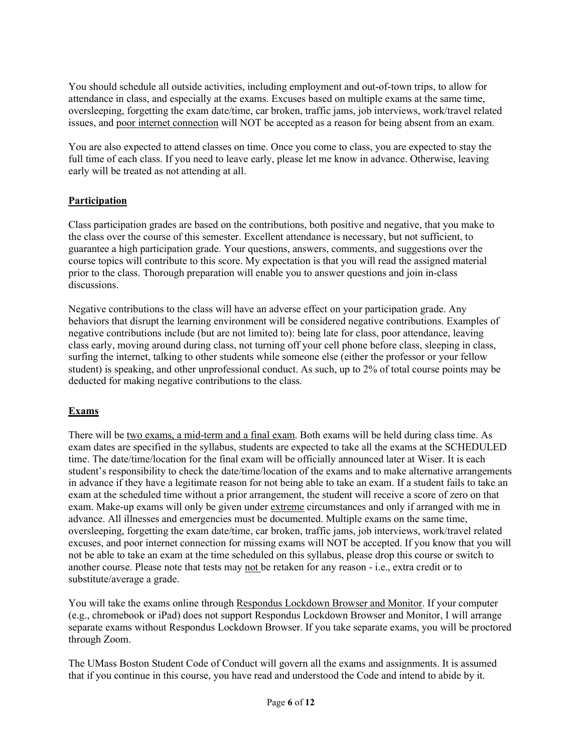You should schedule all outside activities, including employment and out-of-town trips, to allow for attendance in class, and especially at the exams. Excuses based on multiple exams at the same time, oversleeping, forgetting the exam date/time, car broken, traffic jams, job interviews, work/travel related issues, and <u>poor internet connection</u> will NOT be accepted as a reason for being absent from an exam.

You are also expected to attend classes on time. Once you come to class, you are expected to stay the full time of each class. If you need to leave early, please let me know in advance. Otherwise, leaving early will be treated as not attending at all.

## **<u>Participation</u>**

Class participation grades are based on the contributions, both positive and negative, that you make to the class over the course of this semester. Excellent attendance is necessary, but not sufficient, to guarantee a high participation grade. Your questions, answers, comments, and suggestions over the course topics will contribute to this score. My expectation is that you will read the assigned material prior to the class. Thorough preparation will enable you to answer questions and join in-class discussions.

Negative contributions to the class will have an adverse effect on your participation grade. Any behaviors that disrupt the learning environment will be considered negative contributions. Examples of negative contributions include (but are not limited to): being late for class, poor attendance, leaving class early, moving around during class, not turning off your cell phone before class, sleeping in class, surfing the internet, talking to other students while someone else (either the professor or your fellow student) is speaking, and other unprofessional conduct. As such, up to 2% of total course points may be deducted for making negative contributions to the class.

## **<u>Exams</u>**

There will be <u>two exams, a mid-term and a final exam</u>. Both exams will be held during class time. As exam dates are specified in the syllabus, students are expected to take all the exams at the SCHEDULED time. The date/time/location for the final exam will be officially announced later at Wiser. It is each student's responsibility to check the date/time/location of the exams and to make alternative arrangements in advance if they have a legitimate reason for not being able to take an exam. If a student fails to take an exam at the scheduled time without a prior arrangement, the student will receive a score of zero on that exam. Make-up exams will only be given under <u>extreme</u> circumstances and only if arranged with me in advance. All illnesses and emergencies must be documented. Multiple exams on the same time, oversleeping, forgetting the exam date/time, car broken, traffic jams, job interviews, work/travel related excuses, and poor internet connection for missing exams will NOT be accepted. If you know that you will not be able to take an exam at the time scheduled on this syllabus, please drop this course or switch to another course. Please note that tests may <u>not</u> be retaken for any reason - i.e., extra credit or to substitute/average a grade.

You will take the exams online through <u>Respondus Lockdown Browser and Monitor</u>. If your computer (e.g., chromebook or iPad) does not support Respondus Lockdown Browser and Monitor, I will arrange separate exams without Respondus Lockdown Browser. If you take separate exams, you will be proctored through Zoom.

The UMass Boston Student Code of Conduct will govern all the exams and assignments. It is assumed that if you continue in this course, you have read and understood the Code and intend to abide by it.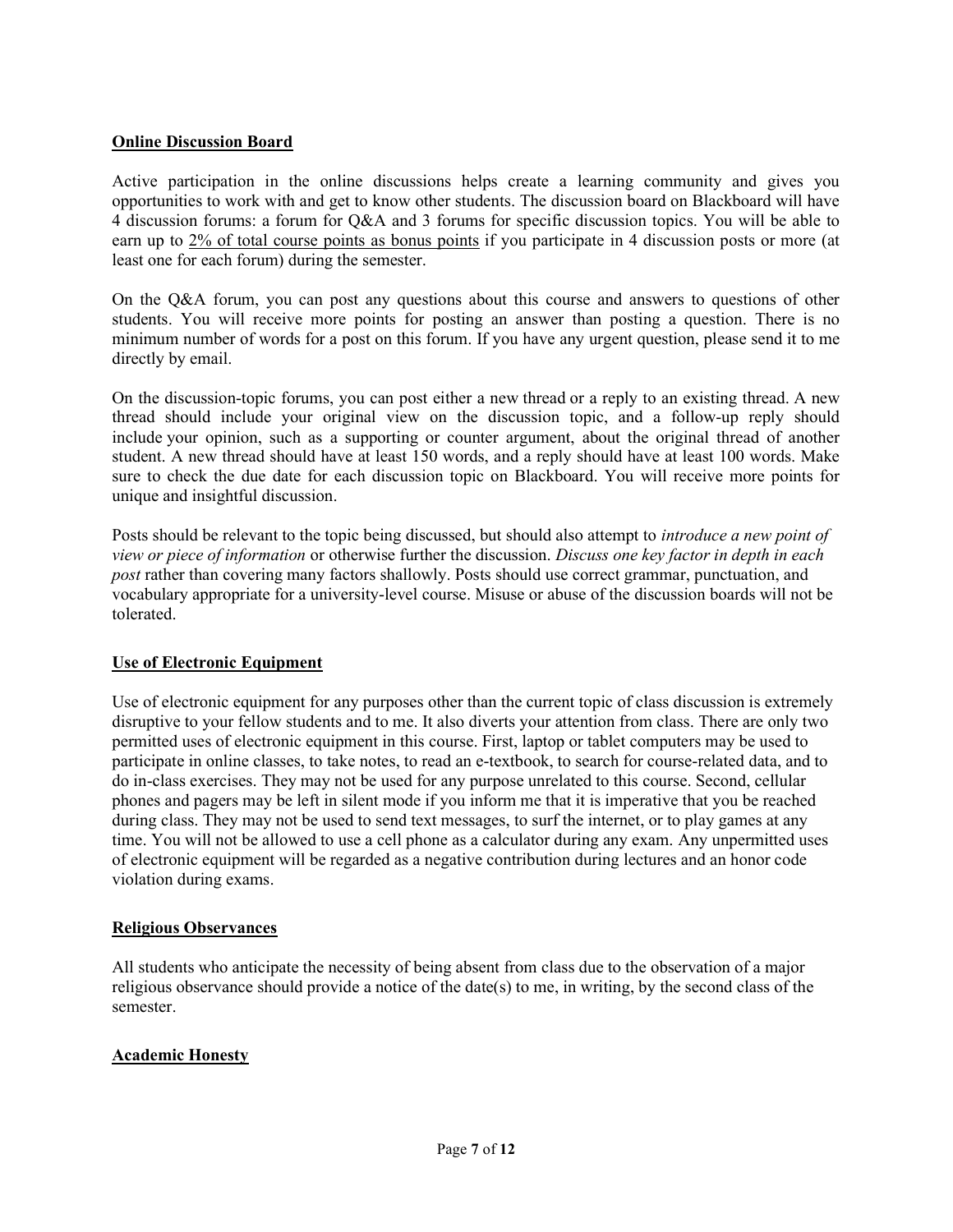**Online Discussion Board**

Active participation in the online discussions helps create a learning community and gives you opportunities to work with and get to know other students. The discussion board on Blackboard will have 4 discussion forums: a forum for Q&A and 3 forums for specific discussion topics. You will be able to earn up to <u>2% of total course points as bonus points</u> if you participate in 4 discussion posts or more (at least one for each forum) during the semester.

On the Q&A forum, you can post any questions about this course and answers to questions of other students. You will receive more points for posting an answer than posting a question. There is no minimum number of words for a post on this forum. If you have any urgent question, please send it to me directly by email.

On the discussion-topic forums, you can post either a new thread or a reply to an existing thread. A new thread should include your original view on the discussion topic, and a follow-up reply should include your opinion, such as a supporting or counter argument, about the original thread of another student. A new thread should have at least 150 words, and a reply should have at least 100 words. Make sure to check the due date for each discussion topic on Blackboard. You will receive more points for unique and insightful discussion.

Posts should be relevant to the topic being discussed, but should also attempt to *introduce a new point of view or piece of information* or otherwise further the discussion. *Discuss one key factor in depth in each post* rather than covering many factors shallowly. Posts should use correct grammar, punctuation, and vocabulary appropriate for a university-level course. Misuse or abuse of the discussion boards will not be tolerated.

**Use of Electronic Equipment**

Use of electronic equipment for any purposes other than the current topic of class discussion is extremely disruptive to your fellow students and to me. It also diverts your attention from class. There are only two permitted uses of electronic equipment in this course. First, laptop or tablet computers may be used to participate in online classes, to take notes, to read an e-textbook, to search for course-related data, and to do in-class exercises. They may not be used for any purpose unrelated to this course. Second, cellular phones and pagers may be left in silent mode if you inform me that it is imperative that you be reached during class. They may not be used to send text messages, to surf the internet, or to play games at any time. You will not be allowed to use a cell phone as a calculator during any exam. Any unpermitted uses of electronic equipment will be regarded as a negative contribution during lectures and an honor code violation during exams.

**Religious Observances**

All students who anticipate the necessity of being absent from class due to the observation of a major religious observance should provide a notice of the date(s) to me, in writing, by the second class of the semester.

**Academic Honesty**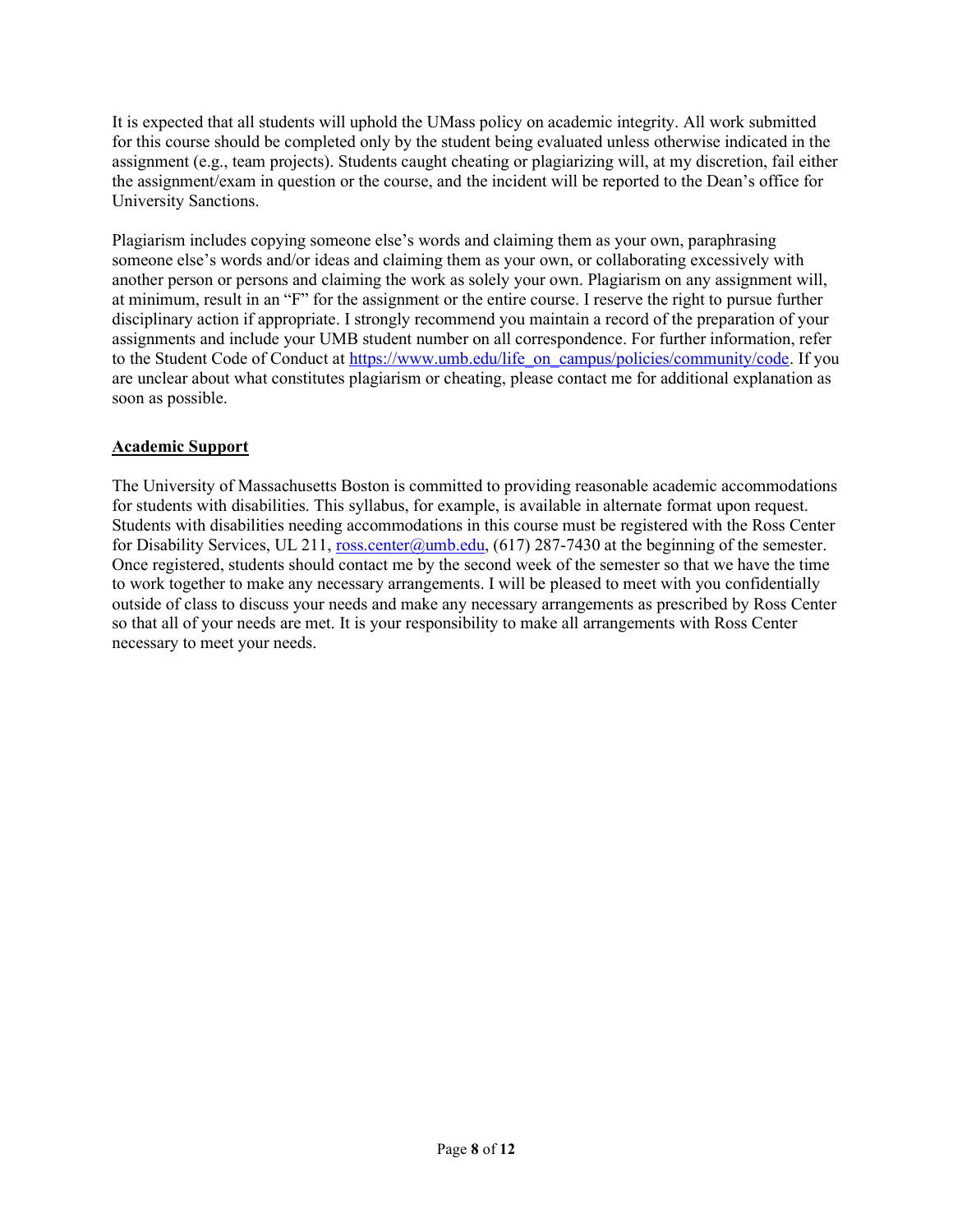It is expected that all students will uphold the UMass policy on academic integrity. All work submitted for this course should be completed only by the student being evaluated unless otherwise indicated in the assignment (e.g., team projects). Students caught cheating or plagiarizing will, at my discretion, fail either the assignment/exam in question or the course, and the incident will be reported to the Dean's office for University Sanctions.

Plagiarism includes copying someone else's words and claiming them as your own, paraphrasing someone else's words and/or ideas and claiming them as your own, or collaborating excessively with another person or persons and claiming the work as solely your own. Plagiarism on any assignment will, at minimum, result in an "F" for the assignment or the entire course. I reserve the right to pursue further disciplinary action if appropriate. I strongly recommend you maintain a record of the preparation of your assignments and include your UMB student number on all correspondence. For further information, refer to the Student Code of Conduct at [https://www.umb.edu/life_on_campus/policies/community/code](https://www.umb.edu/life_on_campus/policies/community/code). If you are unclear about what constitutes plagiarism or cheating, please contact me for additional explanation as soon as possible.

## Academic Support

The University of Massachusetts Boston is committed to providing reasonable academic accommodations for students with disabilities. This syllabus, for example, is available in alternate format upon request. Students with disabilities needing accommodations in this course must be registered with the Ross Center for Disability Services, UL 211, [ross.center@umb.edu](mailto:ross.center@umb.edu), (617) 287-7430 at the beginning of the semester. Once registered, students should contact me by the second week of the semester so that we have the time to work together to make any necessary arrangements. I will be pleased to meet with you confidentially outside of class to discuss your needs and make any necessary arrangements as prescribed by Ross Center so that all of your needs are met. It is your responsibility to make all arrangements with Ross Center necessary to meet your needs.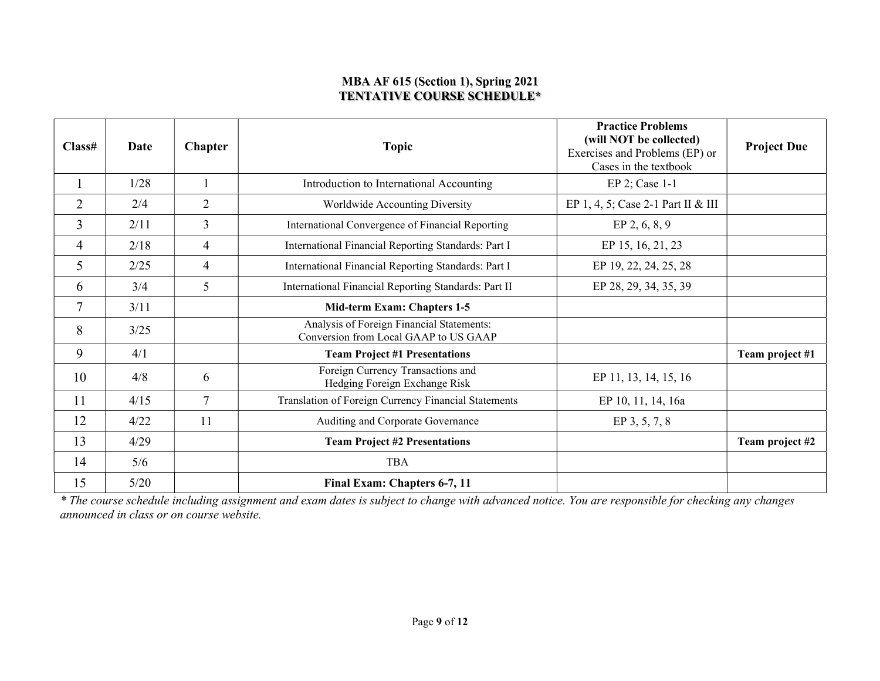**MBA AF 615 (Section 1), Spring 2021**
**TENTATIVE COURSE SCHEDULE***

| Class# | Date | Chapter | Topic | Practice Problems (will NOT be collected) Exercises and Problems (EP) or Cases in the textbook | Project Due |
|---|---|---|---|---|---|
| 1 | 1/28 | 1 | Introduction to International Accounting | EP 2; Case 1-1 | |
| 2 | 2/4 | 2 | Worldwide Accounting Diversity | EP 1, 4, 5; Case 2-1 Part II & III | |
| 3 | 2/11 | 3 | International Convergence of Financial Reporting | EP 2, 6, 8, 9 | |
| 4 | 2/18 | 4 | International Financial Reporting Standards: Part I | EP 15, 16, 21, 23 | |
| 5 | 2/25 | 4 | International Financial Reporting Standards: Part I | EP 19, 22, 24, 25, 28 | |
| 6 | 3/4 | 5 | International Financial Reporting Standards: Part II | EP 28, 29, 34, 35, 39 | |
| 7 | 3/11 | | **Mid-term Exam: Chapters 1-5** | | |
| 8 | 3/25 | | Analysis of Foreign Financial Statements: Conversion from Local GAAP to US GAAP | | |
| 9 | 4/1 | | **Team Project #1 Presentations** | | **Team project #1** |
| 10 | 4/8 | 6 | Foreign Currency Transactions and Hedging Foreign Exchange Risk | EP 11, 13, 14, 15, 16 | |
| 11 | 4/15 | 7 | Translation of Foreign Currency Financial Statements | EP 10, 11, 14, 16a | |
| 12 | 4/22 | 11 | Auditing and Corporate Governance | EP 3, 5, 7, 8 | |
| 13 | 4/29 | | **Team Project #2 Presentations** | | **Team project #2** |
| 14 | 5/6 | | TBA | | |
| 15 | 5/20 | | **Final Exam: Chapters 6-7, 11** | | |

*\* The course schedule including assignment and exam dates is subject to change with advanced notice. You are responsible for checking any changes announced in class or on course website.*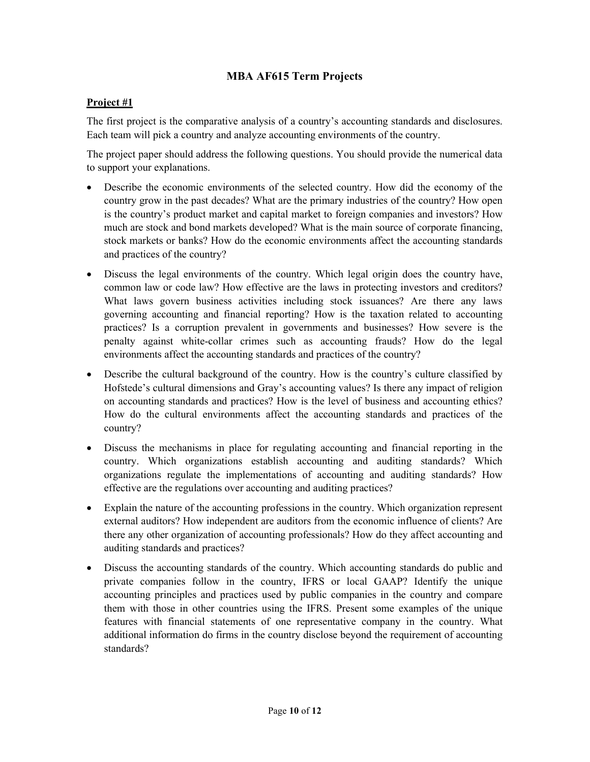# MBA AF615 Term Projects

## Project #1

The first project is the comparative analysis of a country's accounting standards and disclosures. Each team will pick a country and analyze accounting environments of the country.

The project paper should address the following questions. You should provide the numerical data to support your explanations.

- Describe the economic environments of the selected country. How did the economy of the country grow in the past decades? What are the primary industries of the country? How open is the country's product market and capital market to foreign companies and investors? How much are stock and bond markets developed? What is the main source of corporate financing, stock markets or banks? How do the economic environments affect the accounting standards and practices of the country?
- Discuss the legal environments of the country. Which legal origin does the country have, common law or code law? How effective are the laws in protecting investors and creditors? What laws govern business activities including stock issuances? Are there any laws governing accounting and financial reporting? How is the taxation related to accounting practices? Is a corruption prevalent in governments and businesses? How severe is the penalty against white-collar crimes such as accounting frauds? How do the legal environments affect the accounting standards and practices of the country?
- Describe the cultural background of the country. How is the country's culture classified by Hofstede's cultural dimensions and Gray's accounting values? Is there any impact of religion on accounting standards and practices? How is the level of business and accounting ethics? How do the cultural environments affect the accounting standards and practices of the country?
- Discuss the mechanisms in place for regulating accounting and financial reporting in the country. Which organizations establish accounting and auditing standards? Which organizations regulate the implementations of accounting and auditing standards? How effective are the regulations over accounting and auditing practices?
- Explain the nature of the accounting professions in the country. Which organization represent external auditors? How independent are auditors from the economic influence of clients? Are there any other organization of accounting professionals? How do they affect accounting and auditing standards and practices?
- Discuss the accounting standards of the country. Which accounting standards do public and private companies follow in the country, IFRS or local GAAP? Identify the unique accounting principles and practices used by public companies in the country and compare them with those in other countries using the IFRS. Present some examples of the unique features with financial statements of one representative company in the country. What additional information do firms in the country disclose beyond the requirement of accounting standards?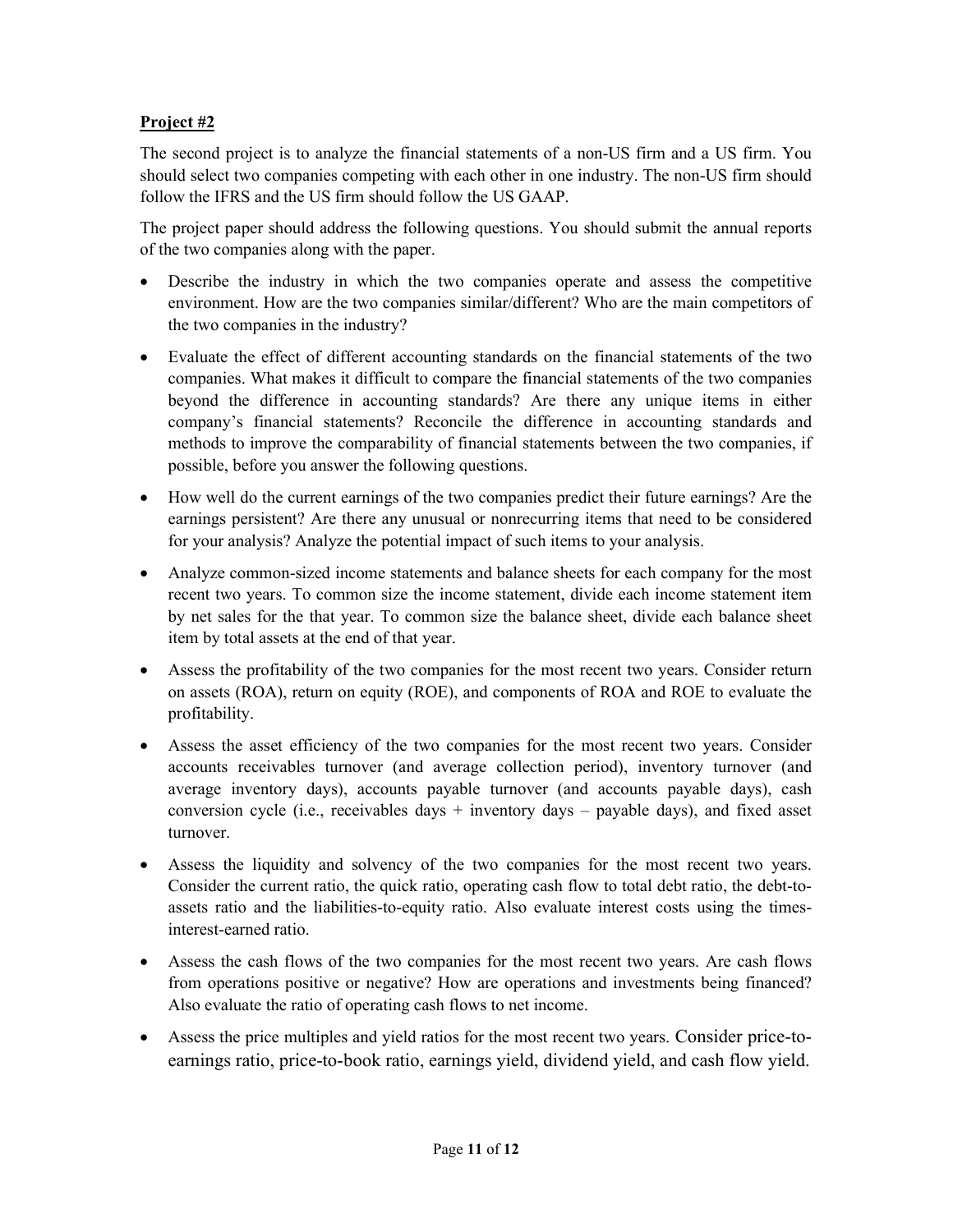**Project #2**

The second project is to analyze the financial statements of a non-US firm and a US firm. You should select two companies competing with each other in one industry. The non-US firm should follow the IFRS and the US firm should follow the US GAAP.

The project paper should address the following questions. You should submit the annual reports of the two companies along with the paper.

- Describe the industry in which the two companies operate and assess the competitive environment. How are the two companies similar/different? Who are the main competitors of the two companies in the industry?
- Evaluate the effect of different accounting standards on the financial statements of the two companies. What makes it difficult to compare the financial statements of the two companies beyond the difference in accounting standards? Are there any unique items in either company's financial statements? Reconcile the difference in accounting standards and methods to improve the comparability of financial statements between the two companies, if possible, before you answer the following questions.
- How well do the current earnings of the two companies predict their future earnings? Are the earnings persistent? Are there any unusual or nonrecurring items that need to be considered for your analysis? Analyze the potential impact of such items to your analysis.
- Analyze common-sized income statements and balance sheets for each company for the most recent two years. To common size the income statement, divide each income statement item by net sales for the that year. To common size the balance sheet, divide each balance sheet item by total assets at the end of that year.
- Assess the profitability of the two companies for the most recent two years. Consider return on assets (ROA), return on equity (ROE), and components of ROA and ROE to evaluate the profitability.
- Assess the asset efficiency of the two companies for the most recent two years. Consider accounts receivables turnover (and average collection period), inventory turnover (and average inventory days), accounts payable turnover (and accounts payable days), cash conversion cycle (i.e., receivables days + inventory days – payable days), and fixed asset turnover.
- Assess the liquidity and solvency of the two companies for the most recent two years. Consider the current ratio, the quick ratio, operating cash flow to total debt ratio, the debt-to-assets ratio and the liabilities-to-equity ratio. Also evaluate interest costs using the times-interest-earned ratio.
- Assess the cash flows of the two companies for the most recent two years. Are cash flows from operations positive or negative? How are operations and investments being financed? Also evaluate the ratio of operating cash flows to net income.
- Assess the price multiples and yield ratios for the most recent two years. Consider price-to-earnings ratio, price-to-book ratio, earnings yield, dividend yield, and cash flow yield.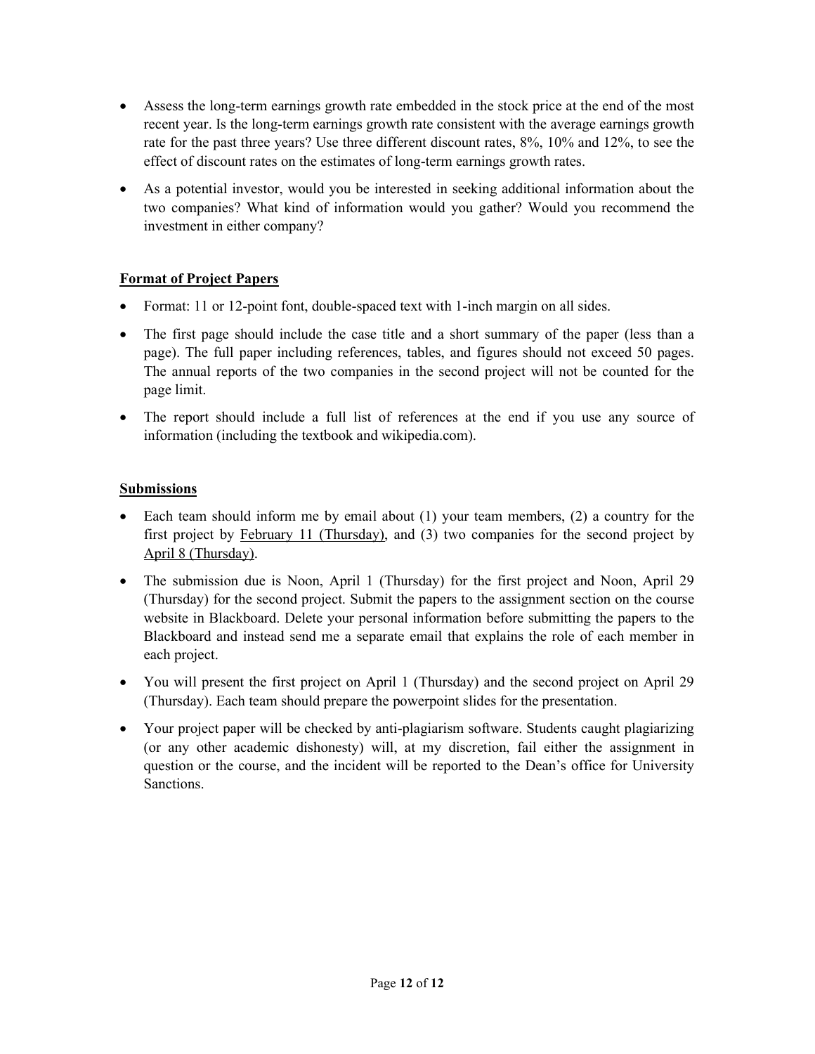- Assess the long-term earnings growth rate embedded in the stock price at the end of the most recent year. Is the long-term earnings growth rate consistent with the average earnings growth rate for the past three years? Use three different discount rates, 8%, 10% and 12%, to see the effect of discount rates on the estimates of long-term earnings growth rates.
- As a potential investor, would you be interested in seeking additional information about the two companies? What kind of information would you gather? Would you recommend the investment in either company?

**<u>Format of Project Papers</u>**

- Format: 11 or 12-point font, double-spaced text with 1-inch margin on all sides.
- The first page should include the case title and a short summary of the paper (less than a page). The full paper including references, tables, and figures should not exceed 50 pages. The annual reports of the two companies in the second project will not be counted for the page limit.
- The report should include a full list of references at the end if you use any source of information (including the textbook and wikipedia.com).

**<u>Submissions</u>**

- Each team should inform me by email about (1) your team members, (2) a country for the first project by <u>February 11 (Thursday)</u>, and (3) two companies for the second project by <u>April 8 (Thursday)</u>.
- The submission due is Noon, April 1 (Thursday) for the first project and Noon, April 29 (Thursday) for the second project. Submit the papers to the assignment section on the course website in Blackboard. Delete your personal information before submitting the papers to the Blackboard and instead send me a separate email that explains the role of each member in each project.
- You will present the first project on April 1 (Thursday) and the second project on April 29 (Thursday). Each team should prepare the powerpoint slides for the presentation.
- Your project paper will be checked by anti-plagiarism software. Students caught plagiarizing (or any other academic dishonesty) will, at my discretion, fail either the assignment in question or the course, and the incident will be reported to the Dean's office for University Sanctions.